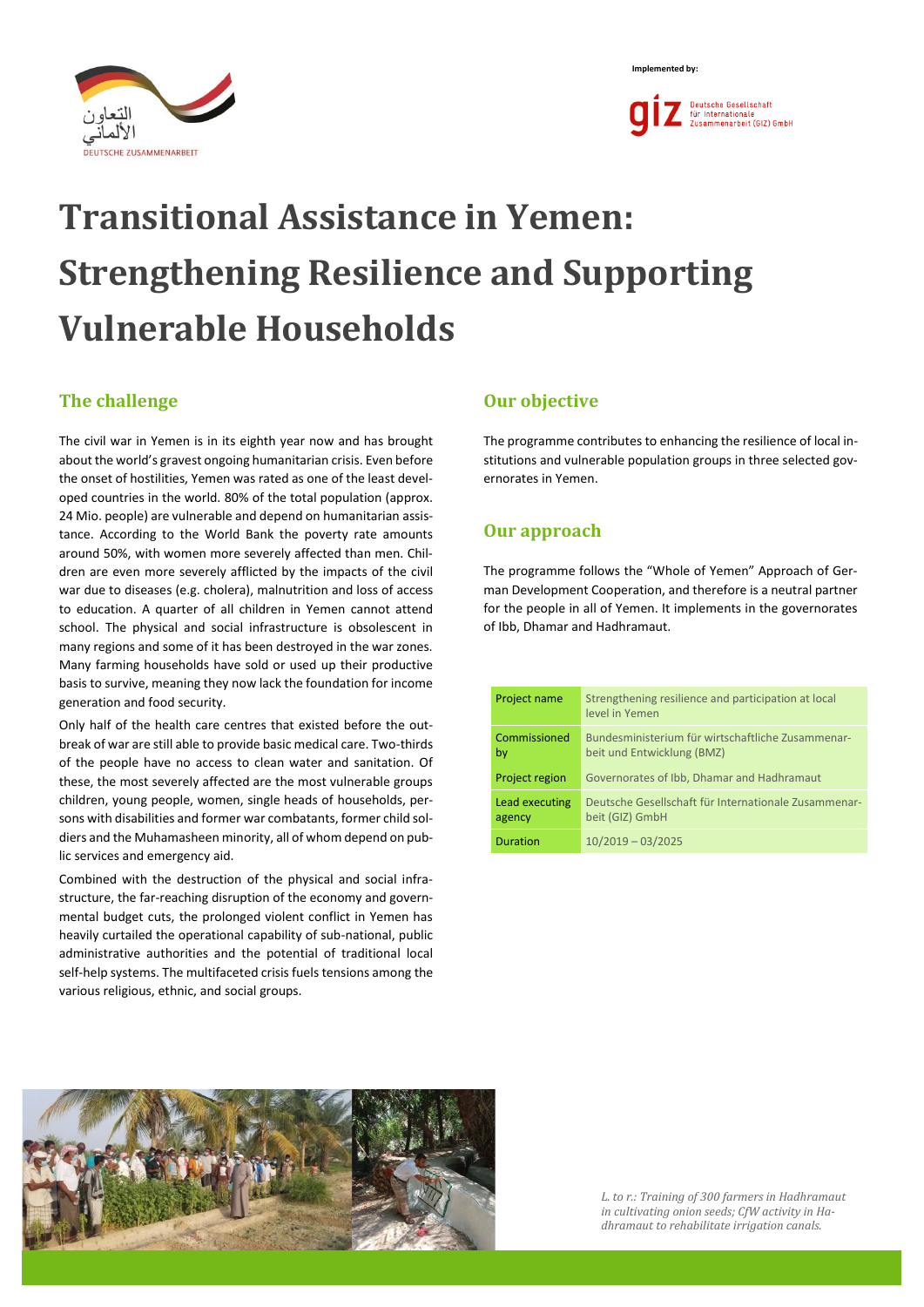Implemented by:

# Transitional Assistance in Yemen: Strengthening Resilience and Supporting Vulnerable Households

## The challenge

The civil war in Yemen is in its eighth year now and has brought about the world's gravest ongoing humanitarian crisis. Even before the onset of hostilities, Yemen was rated as one of the least developed countries in the world. 80% of the total population (approx. 24 Mio. people) are vulnerable and depend on humanitarian assistance. According to the World Bank the poverty rate amounts around 50%, with women more severely affected than men. Children are even more severely afflicted by the impacts of the civil war due to diseases (e.g. cholera), malnutrition and loss of access to education. A quarter of all children in Yemen cannot attend school. The physical and social infrastructure is obsolescent in many regions and some of it has been destroyed in the war zones. Many farming households have sold or used up their productive basis to survive, meaning they now lack the foundation for income generation and food security.

Only half of the health care centres that existed before the outbreak of war are still able to provide basic medical care. Two-thirds of the people have no access to clean water and sanitation. Of these, the most severely affected are the most vulnerable groups children, young people, women, single heads of households, persons with disabilities and former war combatants, former child soldiers and the Muhamasheen minority, all of whom depend on public services and emergency aid.

Combined with the destruction of the physical and social infrastructure, the far-reaching disruption of the economy and governmental budget cuts, the prolonged violent conflict in Yemen has heavily curtailed the operational capability of sub-national, public administrative authorities and the potential of traditional local self-help systems. The multifaceted crisis fuels tensions among the various religious, ethnic, and social groups.

## Our objective

The programme contributes to enhancing the resilience of local institutions and vulnerable population groups in three selected governorates in Yemen.

## Our approach

The programme follows the "Whole of Yemen" Approach of German Development Cooperation, and therefore is a neutral partner for the people in all of Yemen. It implements in the governorates of Ibb, Dhamar and Hadhramaut.

| | |
|---|---|
| Project name | Strengthening resilience and participation at local level in Yemen |
| Commissioned by | Bundesministerium für wirtschaftliche Zusammenarbeit und Entwicklung (BMZ) |
| Project region | Governorates of Ibb, Dhamar and Hadhramaut |
| Lead executing agency | Deutsche Gesellschaft für Internationale Zusammenarbeit (GIZ) GmbH |
| Duration | 10/2019 – 03/2025 |

*L. to r.: Training of 300 farmers in Hadhramaut in cultivating onion seeds; CfW activity in Hadhramaut to rehabilitate irrigation canals.*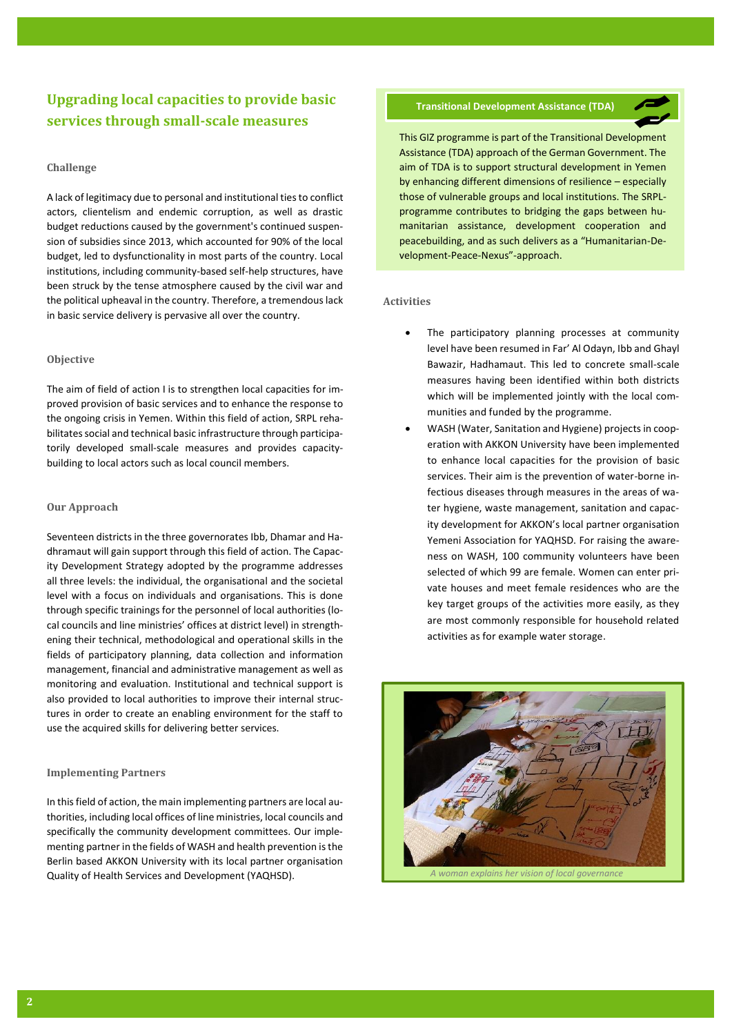## Upgrading local capacities to provide basic services through small-scale measures

### Challenge

A lack of legitimacy due to personal and institutional ties to conflict actors, clientelism and endemic corruption, as well as drastic budget reductions caused by the government's continued suspension of subsidies since 2013, which accounted for 90% of the local budget, led to dysfunctionality in most parts of the country. Local institutions, including community-based self-help structures, have been struck by the tense atmosphere caused by the civil war and the political upheaval in the country. Therefore, a tremendous lack in basic service delivery is pervasive all over the country.

### Objective

The aim of field of action I is to strengthen local capacities for improved provision of basic services and to enhance the response to the ongoing crisis in Yemen. Within this field of action, SRPL rehabilitates social and technical basic infrastructure through participatorily developed small-scale measures and provides capacity-building to local actors such as local council members.

### Our Approach

Seventeen districts in the three governorates Ibb, Dhamar and Hadhramaut will gain support through this field of action. The Capacity Development Strategy adopted by the programme addresses all three levels: the individual, the organisational and the societal level with a focus on individuals and organisations. This is done through specific trainings for the personnel of local authorities (local councils and line ministries' offices at district level) in strengthening their technical, methodological and operational skills in the fields of participatory planning, data collection and information management, financial and administrative management as well as monitoring and evaluation. Institutional and technical support is also provided to local authorities to improve their internal structures in order to create an enabling environment for the staff to use the acquired skills for delivering better services.

### Implementing Partners

In this field of action, the main implementing partners are local authorities, including local offices of line ministries, local councils and specifically the community development committees. Our implementing partner in the fields of WASH and health prevention is the Berlin based AKKON University with its local partner organisation Quality of Health Services and Development (YAQHSD).

**Transitional Development Assistance (TDA)**

This GIZ programme is part of the Transitional Development Assistance (TDA) approach of the German Government. The aim of TDA is to support structural development in Yemen by enhancing different dimensions of resilience – especially those of vulnerable groups and local institutions. The SRPL-programme contributes to bridging the gaps between humanitarian assistance, development cooperation and peacebuilding, and as such delivers as a "Humanitarian-Development-Peace-Nexus"-approach.

### Activities

- The participatory planning processes at community level have been resumed in Far' Al Odayn, Ibb and Ghayl Bawazir, Hadhamaut. This led to concrete small-scale measures having been identified within both districts which will be implemented jointly with the local communities and funded by the programme.
- WASH (Water, Sanitation and Hygiene) projects in cooperation with AKKON University have been implemented to enhance local capacities for the provision of basic services. Their aim is the prevention of water-borne infectious diseases through measures in the areas of water hygiene, waste management, sanitation and capacity development for AKKON's local partner organisation Yemeni Association for YAQHSD. For raising the awareness on WASH, 100 community volunteers have been selected of which 99 are female. Women can enter private houses and meet female residences who are the key target groups of the activities more easily, as they are most commonly responsible for household related activities as for example water storage.

*A woman explains her vision of local governance*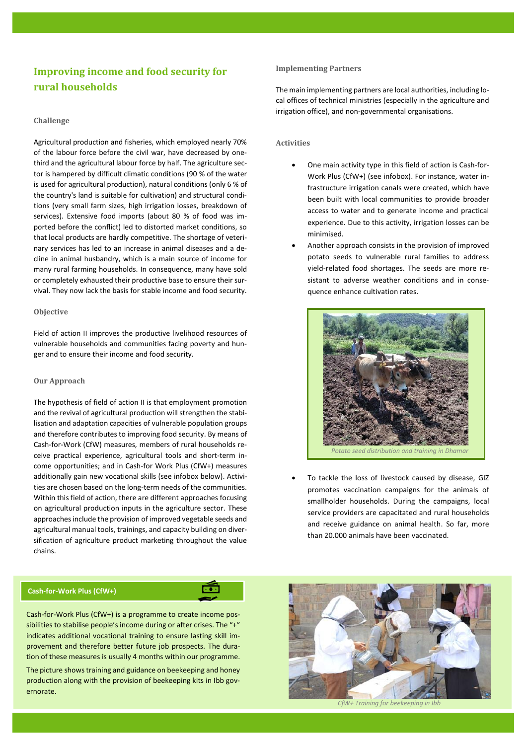## Improving income and food security for rural households

### Challenge

Agricultural production and fisheries, which employed nearly 70% of the labour force before the civil war, have decreased by one-third and the agricultural labour force by half. The agriculture sector is hampered by difficult climatic conditions (90 % of the water is used for agricultural production), natural conditions (only 6 % of the country's land is suitable for cultivation) and structural conditions (very small farm sizes, high irrigation losses, breakdown of services). Extensive food imports (about 80 % of food was imported before the conflict) led to distorted market conditions, so that local products are hardly competitive. The shortage of veterinary services has led to an increase in animal diseases and a decline in animal husbandry, which is a main source of income for many rural farming households. In consequence, many have sold or completely exhausted their productive base to ensure their survival. They now lack the basis for stable income and food security.

### Objective

Field of action II improves the productive livelihood resources of vulnerable households and communities facing poverty and hunger and to ensure their income and food security.

### Our Approach

The hypothesis of field of action II is that employment promotion and the revival of agricultural production will strengthen the stabilisation and adaptation capacities of vulnerable population groups and therefore contributes to improving food security. By means of Cash-for-Work (CfW) measures, members of rural households receive practical experience, agricultural tools and short-term income opportunities; and in Cash-for Work Plus (CfW+) measures additionally gain new vocational skills (see infobox below). Activities are chosen based on the long-term needs of the communities. Within this field of action, there are different approaches focusing on agricultural production inputs in the agriculture sector. These approaches include the provision of improved vegetable seeds and agricultural manual tools, trainings, and capacity building on diversification of agriculture product marketing throughout the value chains.

### Implementing Partners

The main implementing partners are local authorities, including local offices of technical ministries (especially in the agriculture and irrigation office), and non-governmental organisations.

### Activities

- One main activity type in this field of action is Cash-for-Work Plus (CfW+) (see infobox). For instance, water infrastructure irrigation canals were created, which have been built with local communities to provide broader access to water and to generate income and practical experience. Due to this activity, irrigation losses can be minimised.
- Another approach consists in the provision of improved potato seeds to vulnerable rural families to address yield-related food shortages. The seeds are more resistant to adverse weather conditions and in consequence enhance cultivation rates.

*Potato seed distribution and training in Dhamar*

- To tackle the loss of livestock caused by disease, GIZ promotes vaccination campaigns for the animals of smallholder households. During the campaigns, local service providers are capacitated and rural households and receive guidance on animal health. So far, more than 20.000 animals have been vaccinated.

#### Cash-for-Work Plus (CfW+)

Cash-for-Work Plus (CfW+) is a programme to create income possibilities to stabilise people's income during or after crises. The "+" indicates additional vocational training to ensure lasting skill improvement and therefore better future job prospects. The duration of these measures is usually 4 months within our programme.

The picture shows training and guidance on beekeeping and honey production along with the provision of beekeeping kits in Ibb governorate.

*CfW+ Training for beekeeping in Ibb*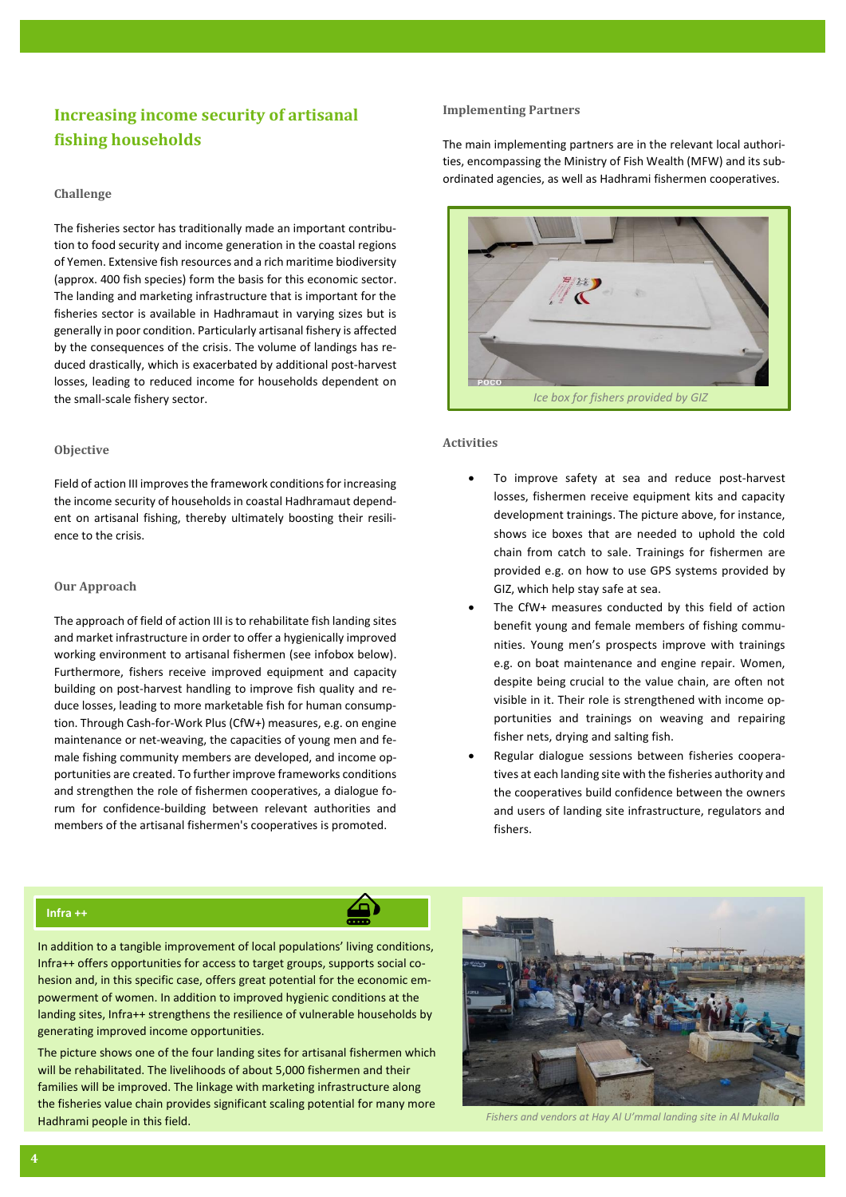## Increasing income security of artisanal fishing households

### Challenge

The fisheries sector has traditionally made an important contribution to food security and income generation in the coastal regions of Yemen. Extensive fish resources and a rich maritime biodiversity (approx. 400 fish species) form the basis for this economic sector. The landing and marketing infrastructure that is important for the fisheries sector is available in Hadhramaut in varying sizes but is generally in poor condition. Particularly artisanal fishery is affected by the consequences of the crisis. The volume of landings has reduced drastically, which is exacerbated by additional post-harvest losses, leading to reduced income for households dependent on the small-scale fishery sector.

### Objective

Field of action III improves the framework conditions for increasing the income security of households in coastal Hadhramaut dependent on artisanal fishing, thereby ultimately boosting their resilience to the crisis.

### Our Approach

The approach of field of action III is to rehabilitate fish landing sites and market infrastructure in order to offer a hygienically improved working environment to artisanal fishermen (see infobox below). Furthermore, fishers receive improved equipment and capacity building on post-harvest handling to improve fish quality and reduce losses, leading to more marketable fish for human consumption. Through Cash-for-Work Plus (CfW+) measures, e.g. on engine maintenance or net-weaving, the capacities of young men and female fishing community members are developed, and income opportunities are created. To further improve frameworks conditions and strengthen the role of fishermen cooperatives, a dialogue forum for confidence-building between relevant authorities and members of the artisanal fishermen's cooperatives is promoted.

### Implementing Partners

The main implementing partners are in the relevant local authorities, encompassing the Ministry of Fish Wealth (MFW) and its subordinated agencies, as well as Hadhrami fishermen cooperatives.

*Ice box for fishers provided by GIZ*

### Activities

- To improve safety at sea and reduce post-harvest losses, fishermen receive equipment kits and capacity development trainings. The picture above, for instance, shows ice boxes that are needed to uphold the cold chain from catch to sale. Trainings for fishermen are provided e.g. on how to use GPS systems provided by GIZ, which help stay safe at sea.
- The CfW+ measures conducted by this field of action benefit young and female members of fishing communities. Young men's prospects improve with trainings e.g. on boat maintenance and engine repair. Women, despite being crucial to the value chain, are often not visible in it. Their role is strengthened with income opportunities and trainings on weaving and repairing fisher nets, drying and salting fish.
- Regular dialogue sessions between fisheries cooperatives at each landing site with the fisheries authority and the cooperatives build confidence between the owners and users of landing site infrastructure, regulators and fishers.

#### Infra ++

In addition to a tangible improvement of local populations' living conditions, Infra++ offers opportunities for access to target groups, supports social cohesion and, in this specific case, offers great potential for the economic empowerment of women. In addition to improved hygienic conditions at the landing sites, Infra++ strengthens the resilience of vulnerable households by generating improved income opportunities.

The picture shows one of the four landing sites for artisanal fishermen which will be rehabilitated. The livelihoods of about 5,000 fishermen and their families will be improved. The linkage with marketing infrastructure along the fisheries value chain provides significant scaling potential for many more Hadhrami people in this field.

*Fishers and vendors at Hay Al U'mmal landing site in Al Mukalla*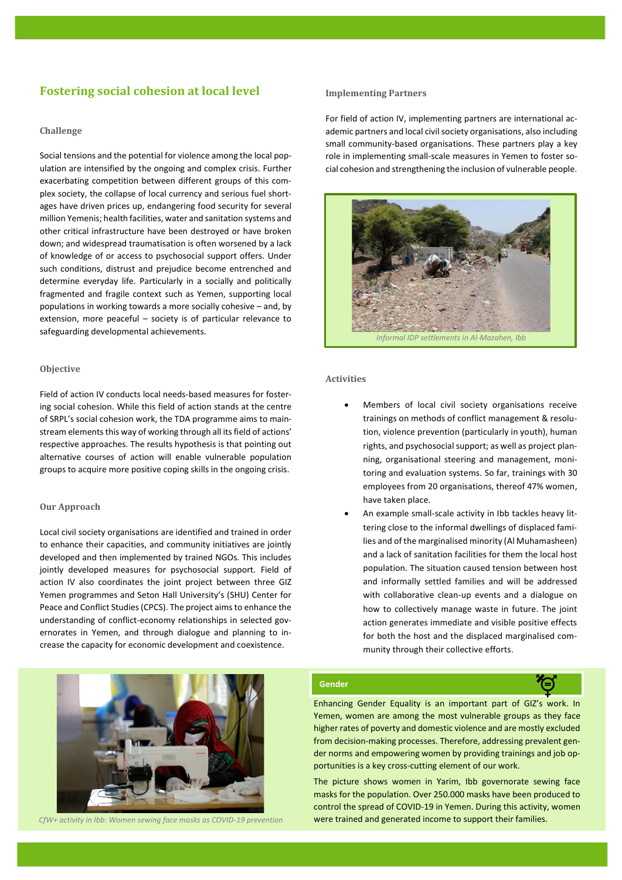## Fostering social cohesion at local level

### Challenge

Social tensions and the potential for violence among the local population are intensified by the ongoing and complex crisis. Further exacerbating competition between different groups of this complex society, the collapse of local currency and serious fuel shortages have driven prices up, endangering food security for several million Yemenis; health facilities, water and sanitation systems and other critical infrastructure have been destroyed or have broken down; and widespread traumatisation is often worsened by a lack of knowledge of or access to psychosocial support offers. Under such conditions, distrust and prejudice become entrenched and determine everyday life. Particularly in a socially and politically fragmented and fragile context such as Yemen, supporting local populations in working towards a more socially cohesive – and, by extension, more peaceful – society is of particular relevance to safeguarding developmental achievements.

### Objective

Field of action IV conducts local needs-based measures for fostering social cohesion. While this field of action stands at the centre of SRPL's social cohesion work, the TDA programme aims to mainstream elements this way of working through all its field of actions' respective approaches. The results hypothesis is that pointing out alternative courses of action will enable vulnerable population groups to acquire more positive coping skills in the ongoing crisis.

### Our Approach

Local civil society organisations are identified and trained in order to enhance their capacities, and community initiatives are jointly developed and then implemented by trained NGOs. This includes jointly developed measures for psychosocial support. Field of action IV also coordinates the joint project between three GIZ Yemen programmes and Seton Hall University's (SHU) Center for Peace and Conflict Studies (CPCS). The project aims to enhance the understanding of conflict-economy relationships in selected governorates in Yemen, and through dialogue and planning to increase the capacity for economic development and coexistence.

*CfW+ activity in Ibb: Women sewing face masks as COVID-19 prevention*

### Implementing Partners

For field of action IV, implementing partners are international academic partners and local civil society organisations, also including small community-based organisations. These partners play a key role in implementing small-scale measures in Yemen to foster social cohesion and strengthening the inclusion of vulnerable people.

*Informal IDP settlements in Al-Mazahen, Ibb*

### Activities

- Members of local civil society organisations receive trainings on methods of conflict management & resolution, violence prevention (particularly in youth), human rights, and psychosocial support; as well as project planning, organisational steering and management, monitoring and evaluation systems. So far, trainings with 30 employees from 20 organisations, thereof 47% women, have taken place.
- An example small-scale activity in Ibb tackles heavy littering close to the informal dwellings of displaced families and of the marginalised minority (Al Muhamasheen) and a lack of sanitation facilities for them the local host population. The situation caused tension between host and informally settled families and will be addressed with collaborative clean-up events and a dialogue on how to collectively manage waste in future. The joint action generates immediate and visible positive effects for both the host and the displaced marginalised community through their collective efforts.

### Gender

Enhancing Gender Equality is an important part of GIZ's work. In Yemen, women are among the most vulnerable groups as they face higher rates of poverty and domestic violence and are mostly excluded from decision-making processes. Therefore, addressing prevalent gender norms and empowering women by providing trainings and job opportunities is a key cross-cutting element of our work.

The picture shows women in Yarim, Ibb governorate sewing face masks for the population. Over 250.000 masks have been produced to control the spread of COVID-19 in Yemen. During this activity, women were trained and generated income to support their families.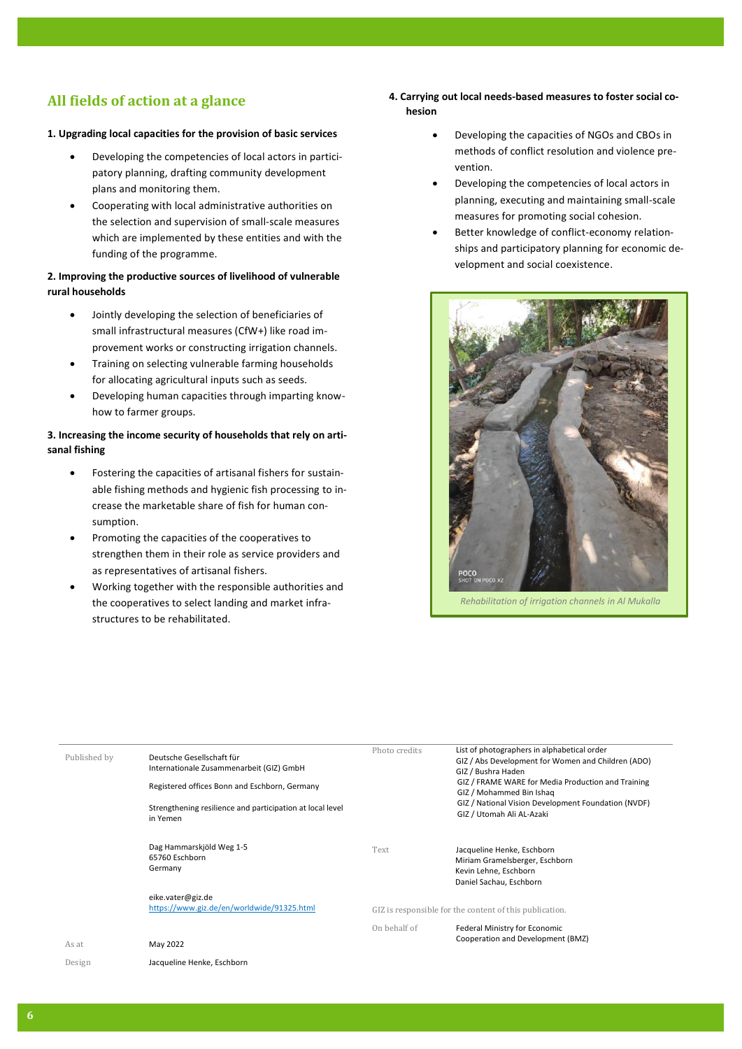## All fields of action at a glance

**1. Upgrading local capacities for the provision of basic services**

- Developing the competencies of local actors in participatory planning, drafting community development plans and monitoring them.
- Cooperating with local administrative authorities on the selection and supervision of small-scale measures which are implemented by these entities and with the funding of the programme.

**2. Improving the productive sources of livelihood of vulnerable rural households**

- Jointly developing the selection of beneficiaries of small infrastructural measures (CfW+) like road improvement works or constructing irrigation channels.
- Training on selecting vulnerable farming households for allocating agricultural inputs such as seeds.
- Developing human capacities through imparting know-how to farmer groups.

**3. Increasing the income security of households that rely on artisanal fishing**

- Fostering the capacities of artisanal fishers for sustainable fishing methods and hygienic fish processing to increase the marketable share of fish for human consumption.
- Promoting the capacities of the cooperatives to strengthen them in their role as service providers and as representatives of artisanal fishers.
- Working together with the responsible authorities and the cooperatives to select landing and market infrastructures to be rehabilitated.

**4. Carrying out local needs-based measures to foster social cohesion**

- Developing the capacities of NGOs and CBOs in methods of conflict resolution and violence prevention.
- Developing the competencies of local actors in planning, executing and maintaining small-scale measures for promoting social cohesion.
- Better knowledge of conflict-economy relationships and participatory planning for economic development and social coexistence.

*Rehabilitation of irrigation channels in Al Mukalla*

| | |
|---|---|
| Published by | Deutsche Gesellschaft für Internationale Zusammenarbeit (GIZ) GmbH<br><br>Registered offices Bonn and Eschborn, Germany<br><br>Strengthening resilience and participation at local level in Yemen<br><br>Dag Hammarskjöld Weg 1-5<br>65760 Eschborn<br>Germany<br><br>eike.vater@giz.de<br>https://www.giz.de/en/worldwide/91325.html |
| As at | May 2022 |
| Design | Jacqueline Henke, Eschborn |
| Photo credits | List of photographers in alphabetical order<br>GIZ / Abs Development for Women and Children (ADO)<br>GIZ / Bushra Haden<br>GIZ / FRAME WARE for Media Production and Training<br>GIZ / Mohammed Bin Ishaq<br>GIZ / National Vision Development Foundation (NVDF)<br>GIZ / Utomah Ali AL-Azaki |
| Text | Jacqueline Henke, Eschborn<br>Miriam Gramelsberger, Eschborn<br>Kevin Lehne, Eschborn<br>Daniel Sachau, Eschborn |

GIZ is responsible for the content of this publication.

| | |
|---|---|
| On behalf of | Federal Ministry for Economic Cooperation and Development (BMZ) |